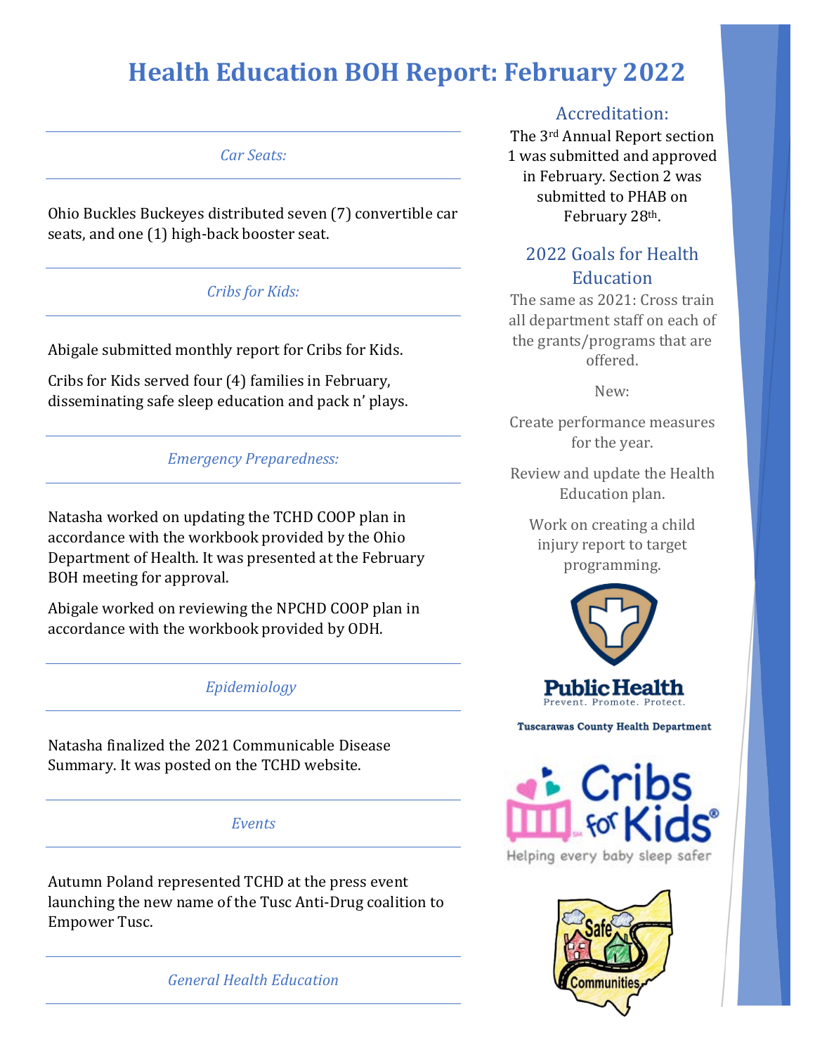# Health Education BOH Report: February 2022

*Car Seats:*

Ohio Buckles Buckeyes distributed seven (7) convertible car seats, and one (1) high-back booster seat.

*Cribs for Kids:*

Abigale submitted monthly report for Cribs for Kids.

Cribs for Kids served four (4) families in February, disseminating safe sleep education and pack n' plays.

*Emergency Preparedness:*

Natasha worked on updating the TCHD COOP plan in accordance with the workbook provided by the Ohio Department of Health. It was presented at the February BOH meeting for approval.

Abigale worked on reviewing the NPCHD COOP plan in accordance with the workbook provided by ODH.

*Epidemiology*

Natasha finalized the 2021 Communicable Disease Summary. It was posted on the TCHD website.

*Events*

Autumn Poland represented TCHD at the press event launching the new name of the Tusc Anti-Drug coalition to Empower Tusc.

*General Health Education*

## Accreditation:

The 3rd Annual Report section 1 was submitted and approved in February. Section 2 was submitted to PHAB on February 28th.

## 2022 Goals for Health Education

The same as 2021: Cross train all department staff on each of the grants/programs that are offered.

New:

Create performance measures for the year.

Review and update the Health Education plan.

Work on creating a child injury report to target programming.

Public Health
Prevent. Promote. Protect.

Tuscarawas County Health Department

Cribs for Kids
Helping every baby sleep safer

Safe Communities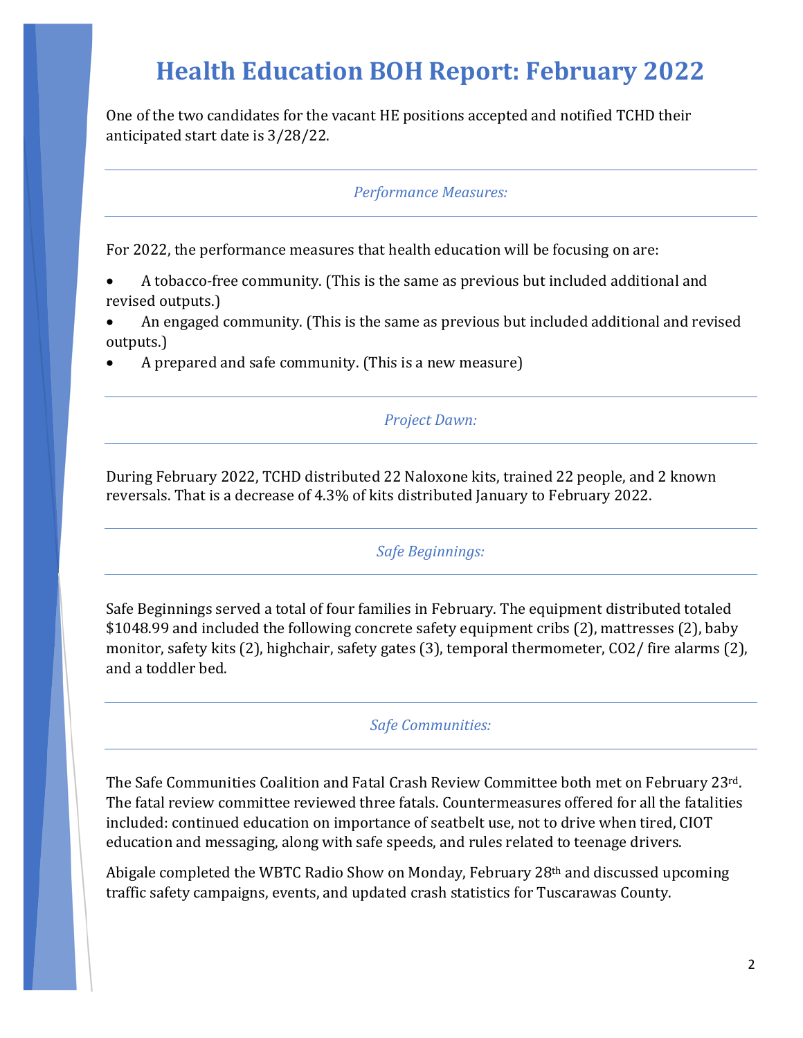# Health Education BOH Report: February 2022

One of the two candidates for the vacant HE positions accepted and notified TCHD their anticipated start date is 3/28/22.

---

*Performance Measures:*

---

For 2022, the performance measures that health education will be focusing on are:

- A tobacco-free community. (This is the same as previous but included additional and revised outputs.)
- An engaged community. (This is the same as previous but included additional and revised outputs.)
- A prepared and safe community. (This is a new measure)

---

*Project Dawn:*

---

During February 2022, TCHD distributed 22 Naloxone kits, trained 22 people, and 2 known reversals. That is a decrease of 4.3% of kits distributed January to February 2022.

---

*Safe Beginnings:*

---

Safe Beginnings served a total of four families in February. The equipment distributed totaled $1048.99 and included the following concrete safety equipment cribs (2), mattresses (2), baby monitor, safety kits (2), highchair, safety gates (3), temporal thermometer, $CO_2$/ fire alarms (2), and a toddler bed.

---

*Safe Communities:*

---

The Safe Communities Coalition and Fatal Crash Review Committee both met on February 23rd. The fatal review committee reviewed three fatals. Countermeasures offered for all the fatalities included: continued education on importance of seatbelt use, not to drive when tired, CIOT education and messaging, along with safe speeds, and rules related to teenage drivers.

Abigale completed the WBTC Radio Show on Monday, February 28th and discussed upcoming traffic safety campaigns, events, and updated crash statistics for Tuscarawas County.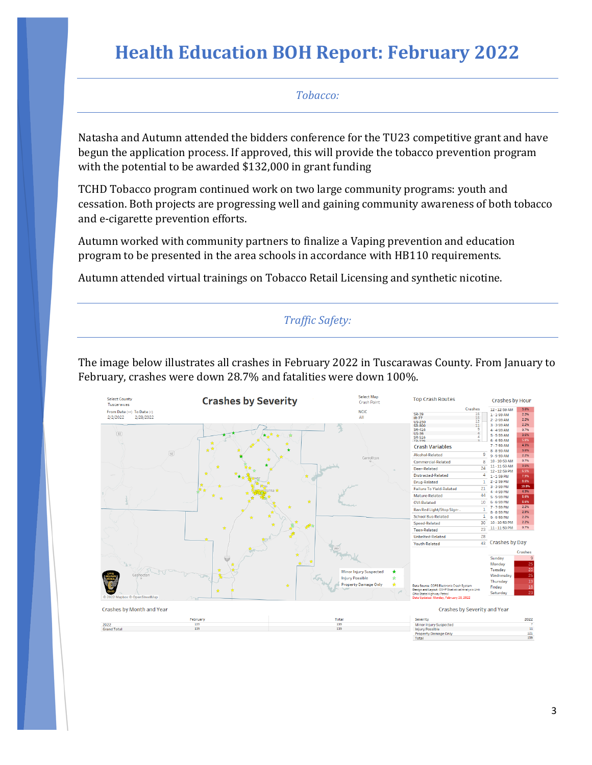# Health Education BOH Report: February 2022

## *Tobacco:*

Natasha and Autumn attended the bidders conference for the TU23 competitive grant and have begun the application process. If approved, this will provide the tobacco prevention program with the potential to be awarded $132,000 in grant funding

TCHD Tobacco program continued work on two large community programs: youth and cessation. Both projects are progressing well and gaining community awareness of both tobacco and e-cigarette prevention efforts.

Autumn worked with community partners to finalize a Vaping prevention and education program to be presented in the area schools in accordance with HB110 requirements.

Autumn attended virtual trainings on Tobacco Retail Licensing and synthetic nicotine.

## *Traffic Safety:*

The image below illustrates all crashes in February 2022 in Tuscarawas County. From January to February, crashes were down 28.7% and fatalities were down 100%.

Crashes by Severity

Select County: Tuscarawas
From Date (>=) 2/2/2022 To Date (<) 2/28/2022
Select Map: Crash Point
NCIC: All

Minor Injury Suspected
Injury Possible
Property Damage Only

© 2022 Mapbox © OpenStreetMap

Top Crash Routes

| Route | Crashes |
|---|---|
| SR-39 | 18 |
| IR-77 | 15 |
| US-250 | 12 |
| SR-800 | 11 |
| SR-416 | 9 |
| US-36 | 4 |
| SR-516 | 4 |

Crash Variables

| Variable | Crashes |
|---|---|
| Alcohol-Related | 9 |
| Commercial-Related | 8 |
| Deer-Related | 24 |
| Distracted-Related | 4 |
| Drug-Related | 1 |
| Failure To Yield-Related | 21 |
| Mature-Related | 44 |
| OVI-Related | 10 |
| Ran Red Light/Stop Sign-... | 1 |
| School Bus-Related | 1 |
| Speed-Related | 30 |
| Teen-Related | 23 |
| Unbelted-Related | 28 |
| Youth-Related | 43 |

Crashes by Hour

| Hour | % |
|---|---|
| 12 - 12:59 AM | 3.6% |
| 1 - 1:59 AM | 2.2% |
| 2 - 2:59 AM | 2.2% |
| 3 - 3:59 AM | 2.2% |
| 4 - 4:59 AM | 0.7% |
| 5 - 5:59 AM | 3.6% |
| 6 - 6:59 AM | 5.8% |
| 7 - 7:59 AM | 4.3% |
| 8 - 8:59 AM | 3.6% |
| 9 - 9:59 AM | 2.2% |
| 10 - 10:59 AM | 0.7% |
| 11 - 11:59 AM | 3.6% |
| 12 - 12:59 PM | 9.5% |
| 1 - 1:59 PM | 7.9% |
| 2 - 2:59 PM | 8.6% |
| 3 - 3:59 PM | 10.8% |
| 4 - 4:59 PM | 4.3% |
| 5 - 5:59 PM | 8.6% |
| 6 - 6:59 PM | 8.6% |
| 7 - 7:59 PM | 2.2% |
| 8 - 8:59 PM | 2.9% |
| 9 - 9:59 PM | 2.2% |
| 10 - 10:59 PM | 2.2% |
| 11 - 11:59 PM | 0.7% |

Crashes by Day

| Day | Crashes |
|---|---|
| Sunday | 9 |
| Monday | 25 |
| Tuesday | 20 |
| Wednesday | 25 |
| Thursday | 19 |
| Friday | 18 |
| Saturday | 23 |

Data Source: ODPS Electronic Crash System
Design and Layout: OSHP Statistical Analysis Unit
Ohio State Highway Patrol
Data Updated: Monday, February 28, 2022

Crashes by Month and Year

| | February | Total |
|---|---|---|
| 2022 | 139 | 139 |
| Grand Total | 139 | 139 |

Crashes by Severity and Year

| Severity | 2022 |
|---|---|
| Minor Injury Suspected | 7 |
| Injury Possible | 11 |
| Property Damage Only | 121 |
| Total | 139 |